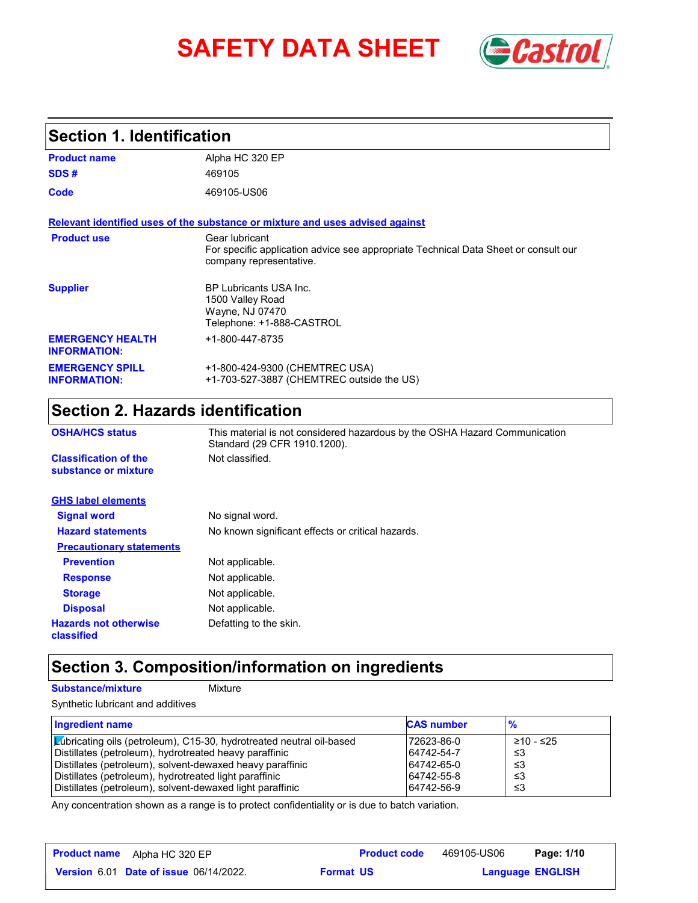# SAFETY DATA SHEET

## Section 1. Identification

| | |
|---|---|
| **Product name** | Alpha HC 320 EP |
| **SDS #** | 469105 |
| **Code** | 469105-US06 |

**Relevant identified uses of the substance or mixture and uses advised against**

| | |
|---|---|
| **Product use** | Gear lubricant<br>For specific application advice see appropriate Technical Data Sheet or consult our company representative. |
| **Supplier** | BP Lubricants USA Inc.<br>1500 Valley Road<br>Wayne, NJ 07470<br>Telephone: +1-888-CASTROL |
| **EMERGENCY HEALTH INFORMATION:** | +1-800-447-8735 |
| **EMERGENCY SPILL INFORMATION:** | +1-800-424-9300 (CHEMTREC USA)<br>+1-703-527-3887 (CHEMTREC outside the US) |

## Section 2. Hazards identification

| | |
|---|---|
| **OSHA/HCS status** | This material is not considered hazardous by the OSHA Hazard Communication Standard (29 CFR 1910.1200). |
| **Classification of the substance or mixture** | Not classified. |

**GHS label elements**

| | |
|---|---|
| **Signal word** | No signal word. |
| **Hazard statements** | No known significant effects or critical hazards. |

**Precautionary statements**

| | |
|---|---|
| **Prevention** | Not applicable. |
| **Response** | Not applicable. |
| **Storage** | Not applicable. |
| **Disposal** | Not applicable. |
| **Hazards not otherwise classified** | Defatting to the skin. |

## Section 3. Composition/information on ingredients

**Substance/mixture** Mixture

Synthetic lubricant and additives

| Ingredient name | CAS number | % |
|---|---|---|
| Lubricating oils (petroleum), C15-30, hydrotreated neutral oil-based | 72623-86-0 | ≥10 - ≤25 |
| Distillates (petroleum), hydrotreated heavy paraffinic | 64742-54-7 | ≤3 |
| Distillates (petroleum), solvent-dewaxed heavy paraffinic | 64742-65-0 | ≤3 |
| Distillates (petroleum), hydrotreated light paraffinic | 64742-55-8 | ≤3 |
| Distillates (petroleum), solvent-dewaxed light paraffinic | 64742-56-9 | ≤3 |

Any concentration shown as a range is to protect confidentiality or is due to batch variation.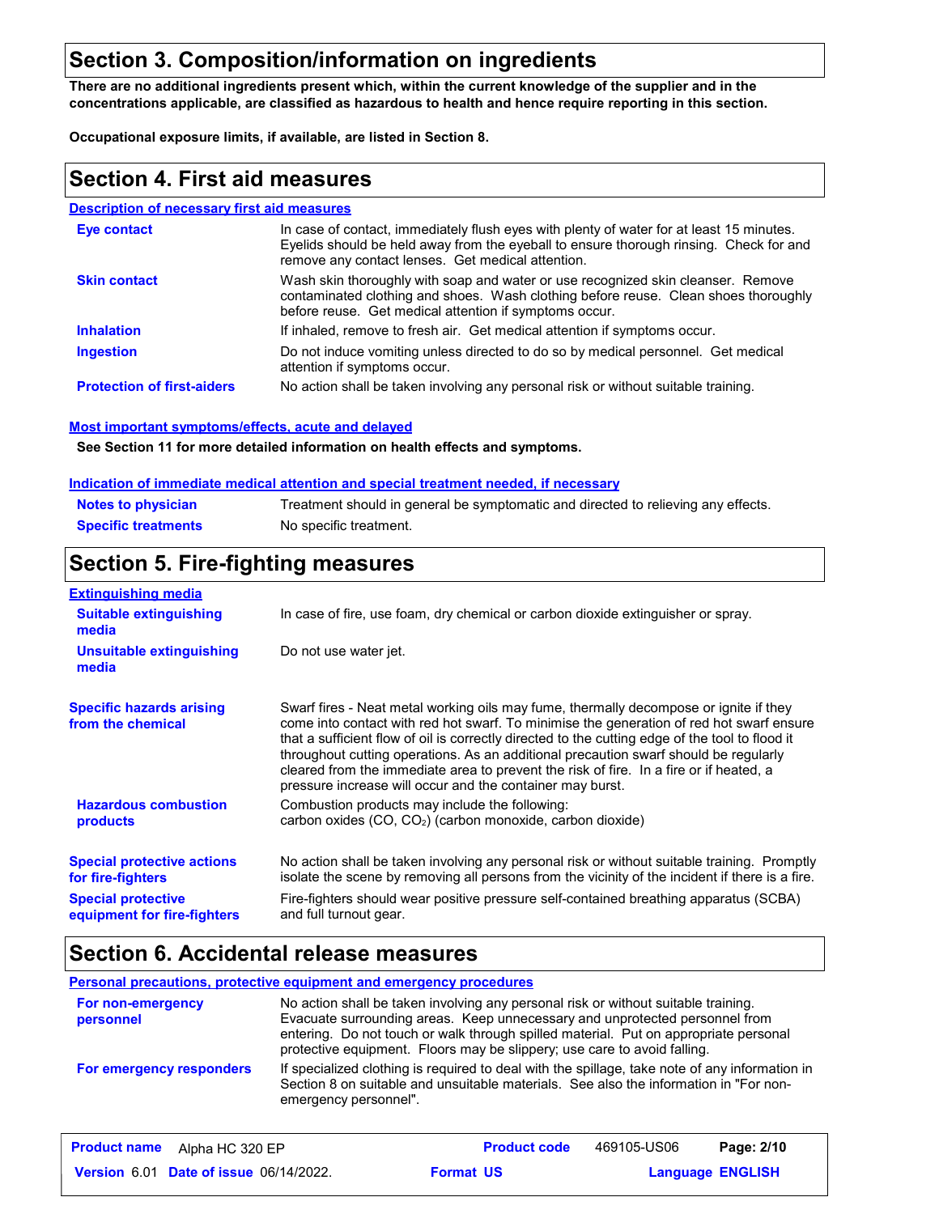## Section 3. Composition/information on ingredients

**There are no additional ingredients present which, within the current knowledge of the supplier and in the concentrations applicable, are classified as hazardous to health and hence require reporting in this section.**

**Occupational exposure limits, if available, are listed in Section 8.**

## Section 4. First aid measures

### Description of necessary first aid measures

| | |
|---|---|
| **Eye contact** | In case of contact, immediately flush eyes with plenty of water for at least 15 minutes. Eyelids should be held away from the eyeball to ensure thorough rinsing. Check for and remove any contact lenses. Get medical attention. |
| **Skin contact** | Wash skin thoroughly with soap and water or use recognized skin cleanser. Remove contaminated clothing and shoes. Wash clothing before reuse. Clean shoes thoroughly before reuse. Get medical attention if symptoms occur. |
| **Inhalation** | If inhaled, remove to fresh air. Get medical attention if symptoms occur. |
| **Ingestion** | Do not induce vomiting unless directed to do so by medical personnel. Get medical attention if symptoms occur. |
| **Protection of first-aiders** | No action shall be taken involving any personal risk or without suitable training. |

### Most important symptoms/effects, acute and delayed

**See Section 11 for more detailed information on health effects and symptoms.**

### Indication of immediate medical attention and special treatment needed, if necessary

| | |
|---|---|
| **Notes to physician** | Treatment should in general be symptomatic and directed to relieving any effects. |
| **Specific treatments** | No specific treatment. |

## Section 5. Fire-fighting measures

### Extinguishing media

| | |
|---|---|
| **Suitable extinguishing media** | In case of fire, use foam, dry chemical or carbon dioxide extinguisher or spray. |
| **Unsuitable extinguishing media** | Do not use water jet. |

| | |
|---|---|
| **Specific hazards arising from the chemical** | Swarf fires - Neat metal working oils may fume, thermally decompose or ignite if they come into contact with red hot swarf. To minimise the generation of red hot swarf ensure that a sufficient flow of oil is correctly directed to the cutting edge of the tool to flood it throughout cutting operations. As an additional precaution swarf should be regularly cleared from the immediate area to prevent the risk of fire. In a fire or if heated, a pressure increase will occur and the container may burst. |
| **Hazardous combustion products** | Combustion products may include the following: carbon oxides ($CO$, $CO_2$) (carbon monoxide, carbon dioxide) |
| **Special protective actions for fire-fighters** | No action shall be taken involving any personal risk or without suitable training. Promptly isolate the scene by removing all persons from the vicinity of the incident if there is a fire. |
| **Special protective equipment for fire-fighters** | Fire-fighters should wear positive pressure self-contained breathing apparatus (SCBA) and full turnout gear. |

## Section 6. Accidental release measures

### Personal precautions, protective equipment and emergency procedures

| | |
|---|---|
| **For non-emergency personnel** | No action shall be taken involving any personal risk or without suitable training. Evacuate surrounding areas. Keep unnecessary and unprotected personnel from entering. Do not touch or walk through spilled material. Put on appropriate personal protective equipment. Floors may be slippery; use care to avoid falling. |
| **For emergency responders** | If specialized clothing is required to deal with the spillage, take note of any information in Section 8 on suitable and unsuitable materials. See also the information in "For non-emergency personnel". |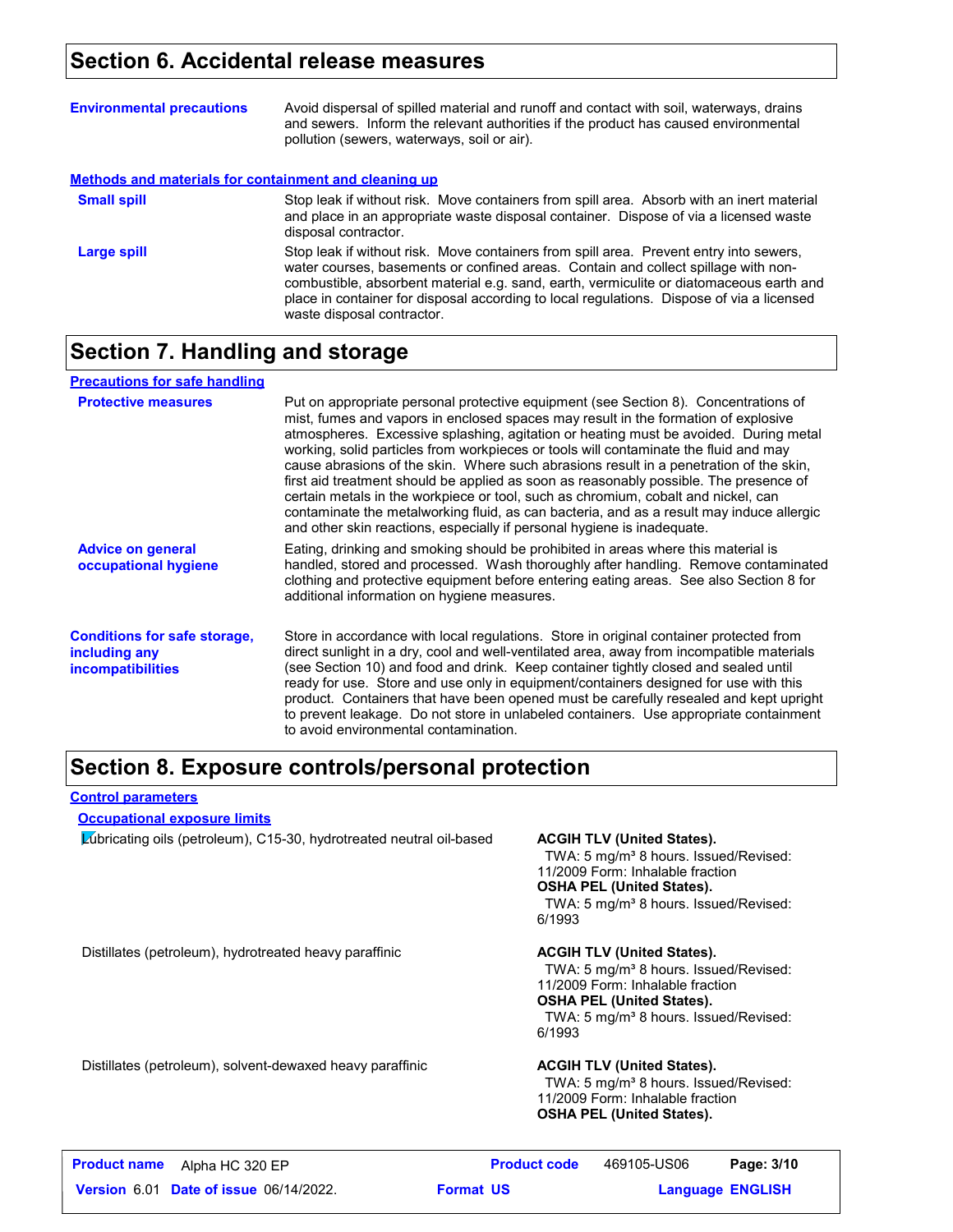## Section 6. Accidental release measures

**Environmental precautions**

Avoid dispersal of spilled material and runoff and contact with soil, waterways, drains and sewers. Inform the relevant authorities if the product has caused environmental pollution (sewers, waterways, soil or air).

### Methods and materials for containment and cleaning up

**Small spill**

Stop leak if without risk. Move containers from spill area. Absorb with an inert material and place in an appropriate waste disposal container. Dispose of via a licensed waste disposal contractor.

**Large spill**

Stop leak if without risk. Move containers from spill area. Prevent entry into sewers, water courses, basements or confined areas. Contain and collect spillage with non-combustible, absorbent material e.g. sand, earth, vermiculite or diatomaceous earth and place in container for disposal according to local regulations. Dispose of via a licensed waste disposal contractor.

## Section 7. Handling and storage

### Precautions for safe handling

**Protective measures**

Put on appropriate personal protective equipment (see Section 8). Concentrations of mist, fumes and vapors in enclosed spaces may result in the formation of explosive atmospheres. Excessive splashing, agitation or heating must be avoided. During metal working, solid particles from workpieces or tools will contaminate the fluid and may cause abrasions of the skin. Where such abrasions result in a penetration of the skin, first aid treatment should be applied as soon as reasonably possible. The presence of certain metals in the workpiece or tool, such as chromium, cobalt and nickel, can contaminate the metalworking fluid, as can bacteria, and as a result may induce allergic and other skin reactions, especially if personal hygiene is inadequate.

**Advice on general occupational hygiene**

Eating, drinking and smoking should be prohibited in areas where this material is handled, stored and processed. Wash thoroughly after handling. Remove contaminated clothing and protective equipment before entering eating areas. See also Section 8 for additional information on hygiene measures.

**Conditions for safe storage, including any incompatibilities**

Store in accordance with local regulations. Store in original container protected from direct sunlight in a dry, cool and well-ventilated area, away from incompatible materials (see Section 10) and food and drink. Keep container tightly closed and sealed until ready for use. Store and use only in equipment/containers designed for use with this product. Containers that have been opened must be carefully resealed and kept upright to prevent leakage. Do not store in unlabeled containers. Use appropriate containment to avoid environmental contamination.

## Section 8. Exposure controls/personal protection

### Control parameters

#### Occupational exposure limits

| Ingredient name | Exposure limits |
| --- | --- |
| Lubricating oils (petroleum), C15-30, hydrotreated neutral oil-based | **ACGIH TLV (United States).** TWA: 5 mg/m³ 8 hours. Issued/Revised: 11/2009 Form: Inhalable fraction **OSHA PEL (United States).** TWA: 5 mg/m³ 8 hours. Issued/Revised: 6/1993 |
| Distillates (petroleum), hydrotreated heavy paraffinic | **ACGIH TLV (United States).** TWA: 5 mg/m³ 8 hours. Issued/Revised: 11/2009 Form: Inhalable fraction **OSHA PEL (United States).** TWA: 5 mg/m³ 8 hours. Issued/Revised: 6/1993 |
| Distillates (petroleum), solvent-dewaxed heavy paraffinic | **ACGIH TLV (United States).** TWA: 5 mg/m³ 8 hours. Issued/Revised: 11/2009 Form: Inhalable fraction **OSHA PEL (United States).** |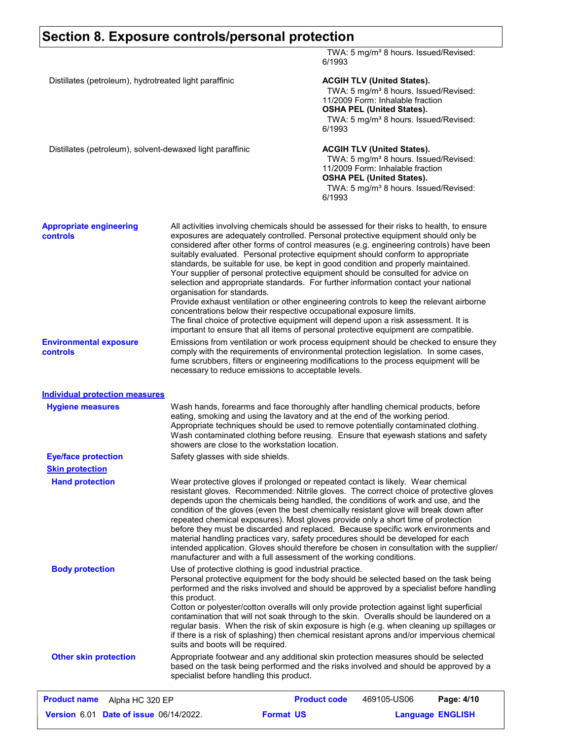## Section 8. Exposure controls/personal protection

| | |
|---|---|
| | TWA: 5 mg/m³ 8 hours. Issued/Revised: 6/1993 |
| Distillates (petroleum), hydrotreated light paraffinic | **ACGIH TLV (United States).** TWA: 5 mg/m³ 8 hours. Issued/Revised: 11/2009 Form: Inhalable fraction **OSHA PEL (United States).** TWA: 5 mg/m³ 8 hours. Issued/Revised: 6/1993 |
| Distillates (petroleum), solvent-dewaxed light paraffinic | **ACGIH TLV (United States).** TWA: 5 mg/m³ 8 hours. Issued/Revised: 11/2009 Form: Inhalable fraction **OSHA PEL (United States).** TWA: 5 mg/m³ 8 hours. Issued/Revised: 6/1993 |

**Appropriate engineering controls**

All activities involving chemicals should be assessed for their risks to health, to ensure exposures are adequately controlled. Personal protective equipment should only be considered after other forms of control measures (e.g. engineering controls) have been suitably evaluated. Personal protective equipment should conform to appropriate standards, be suitable for use, be kept in good condition and properly maintained. Your supplier of personal protective equipment should be consulted for advice on selection and appropriate standards. For further information contact your national organisation for standards.
Provide exhaust ventilation or other engineering controls to keep the relevant airborne concentrations below their respective occupational exposure limits.
The final choice of protective equipment will depend upon a risk assessment. It is important to ensure that all items of personal protective equipment are compatible.

**Environmental exposure controls**

Emissions from ventilation or work process equipment should be checked to ensure they comply with the requirements of environmental protection legislation. In some cases, fume scrubbers, filters or engineering modifications to the process equipment will be necessary to reduce emissions to acceptable levels.

### Individual protection measures

**Hygiene measures**

Wash hands, forearms and face thoroughly after handling chemical products, before eating, smoking and using the lavatory and at the end of the working period. Appropriate techniques should be used to remove potentially contaminated clothing. Wash contaminated clothing before reusing. Ensure that eyewash stations and safety showers are close to the workstation location.

**Eye/face protection**

Safety glasses with side shields.

**Skin protection**

**Hand protection**

Wear protective gloves if prolonged or repeated contact is likely. Wear chemical resistant gloves. Recommended: Nitrile gloves. The correct choice of protective gloves depends upon the chemicals being handled, the conditions of work and use, and the condition of the gloves (even the best chemically resistant glove will break down after repeated chemical exposures). Most gloves provide only a short time of protection before they must be discarded and replaced. Because specific work environments and material handling practices vary, safety procedures should be developed for each intended application. Gloves should therefore be chosen in consultation with the supplier/manufacturer and with a full assessment of the working conditions.

**Body protection**

Use of protective clothing is good industrial practice.
Personal protective equipment for the body should be selected based on the task being performed and the risks involved and should be approved by a specialist before handling this product.
Cotton or polyester/cotton overalls will only provide protection against light superficial contamination that will not soak through to the skin. Overalls should be laundered on a regular basis. When the risk of skin exposure is high (e.g. when cleaning up spillages or if there is a risk of splashing) then chemical resistant aprons and/or impervious chemical suits and boots will be required.

**Other skin protection**

Appropriate footwear and any additional skin protection measures should be selected based on the task being performed and the risks involved and should be approved by a specialist before handling this product.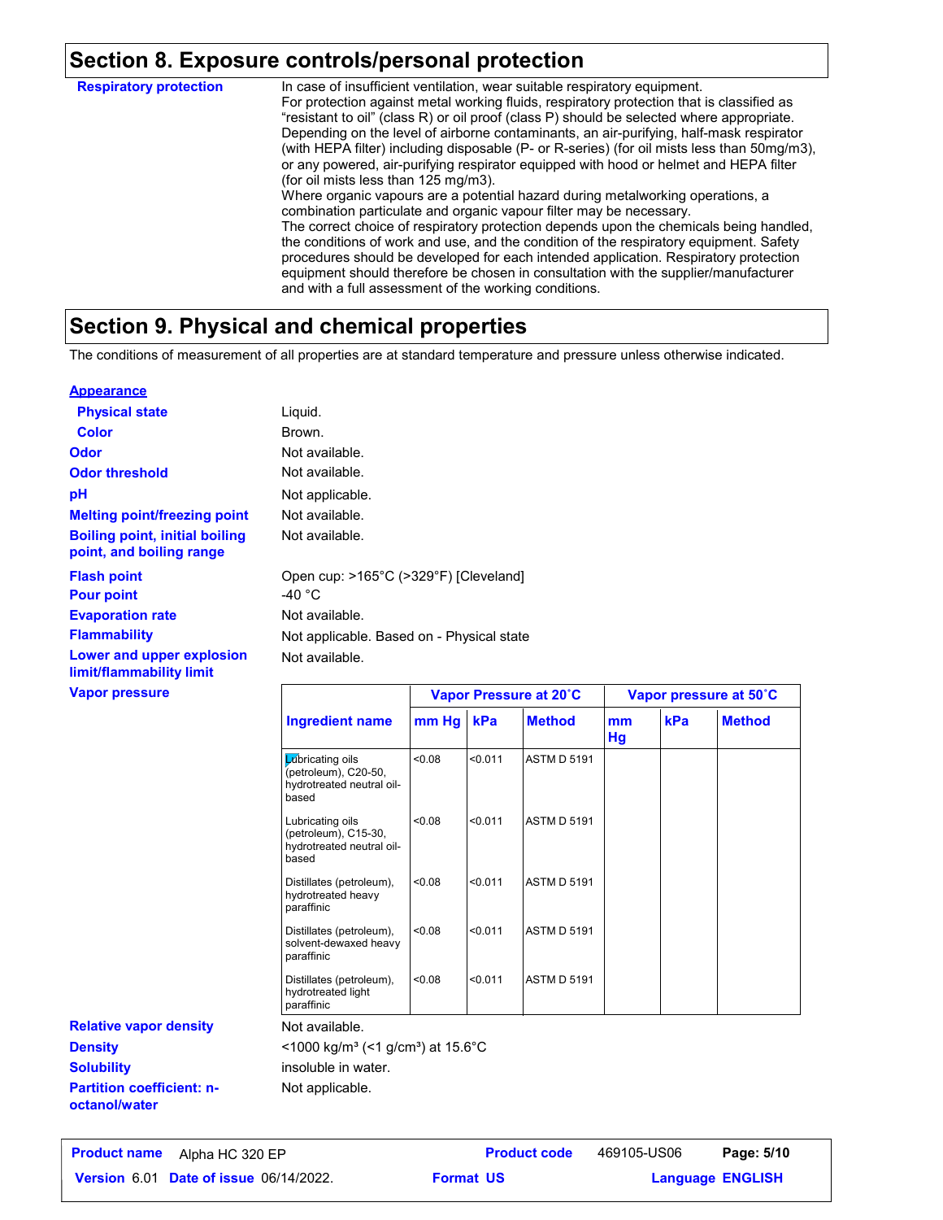## Section 8. Exposure controls/personal protection

**Respiratory protection**

In case of insufficient ventilation, wear suitable respiratory equipment.
For protection against metal working fluids, respiratory protection that is classified as "resistant to oil" (class R) or oil proof (class P) should be selected where appropriate. Depending on the level of airborne contaminants, an air-purifying, half-mask respirator (with HEPA filter) including disposable (P- or R-series) (for oil mists less than 50mg/m3), or any powered, air-purifying respirator equipped with hood or helmet and HEPA filter (for oil mists less than 125 mg/m3).
Where organic vapours are a potential hazard during metalworking operations, a combination particulate and organic vapour filter may be necessary.
The correct choice of respiratory protection depends upon the chemicals being handled, the conditions of work and use, and the condition of the respiratory equipment. Safety procedures should be developed for each intended application. Respiratory protection equipment should therefore be chosen in consultation with the supplier/manufacturer and with a full assessment of the working conditions.

## Section 9. Physical and chemical properties

The conditions of measurement of all properties are at standard temperature and pressure unless otherwise indicated.

**Appearance**

**Physical state**: Liquid.

**Color**: Brown.

**Odor**: Not available.

**Odor threshold**: Not available.

**pH**: Not applicable.

**Melting point/freezing point**: Not available.

**Boiling point, initial boiling point, and boiling range**: Not available.

**Flash point**: Open cup: >165°C (>329°F) [Cleveland]

**Pour point**: -40 °C

**Evaporation rate**: Not available.

**Flammability**: Not applicable. Based on - Physical state

**Lower and upper explosion limit/flammability limit**: Not available.

**Vapor pressure**

| | Vapor Pressure at 20˚C | | | Vapor pressure at 50˚C | | |
|---|---|---|---|---|---|---|
| Ingredient name | mm Hg | kPa | Method | mm Hg | kPa | Method |
| Lubricating oils (petroleum), C20-50, hydrotreated neutral oil-based | <0.08 | <0.011 | ASTM D 5191 | | | |
| Lubricating oils (petroleum), C15-30, hydrotreated neutral oil-based | <0.08 | <0.011 | ASTM D 5191 | | | |
| Distillates (petroleum), hydrotreated heavy paraffinic | <0.08 | <0.011 | ASTM D 5191 | | | |
| Distillates (petroleum), solvent-dewaxed heavy paraffinic | <0.08 | <0.011 | ASTM D 5191 | | | |
| Distillates (petroleum), hydrotreated light paraffinic | <0.08 | <0.011 | ASTM D 5191 | | | |

**Relative vapor density**: Not available.

**Density**: <1000 kg/m³ (<1 g/cm³) at 15.6°C

**Solubility**: insoluble in water.

**Partition coefficient: n-octanol/water**: Not applicable.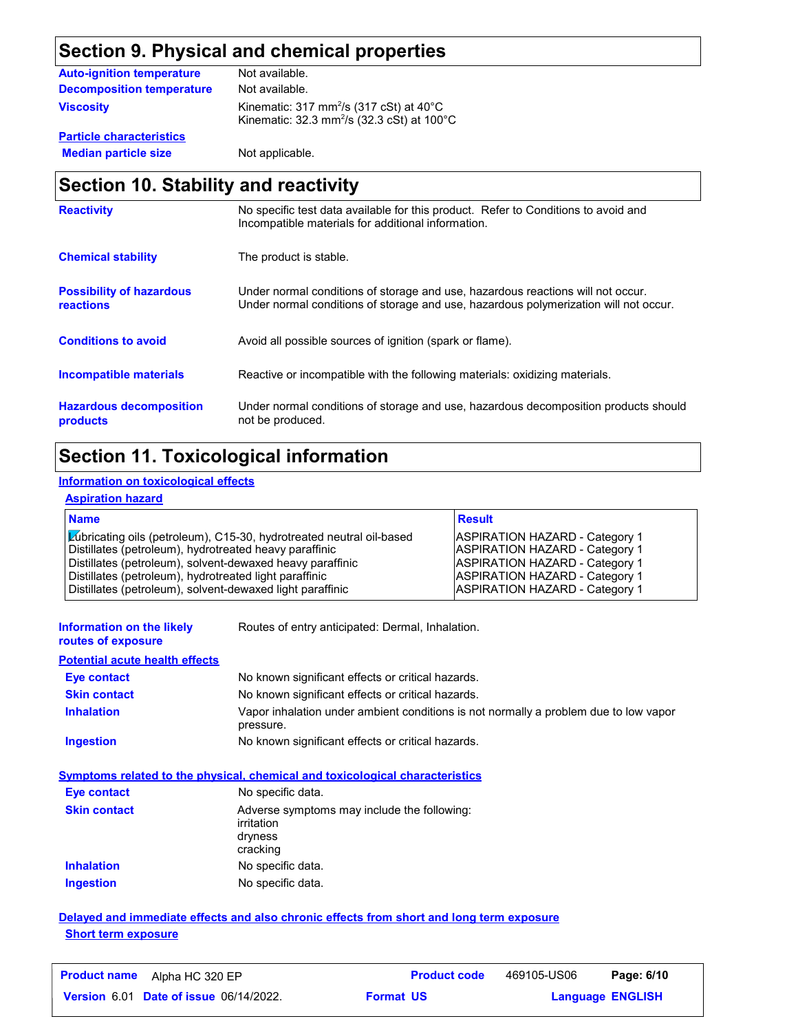## Section 9. Physical and chemical properties

| | |
|---|---|
| **Auto-ignition temperature** | Not available. |
| **Decomposition temperature** | Not available. |
| **Viscosity** | Kinematic: 317 $mm^2$/s (317 cSt) at 40°C<br>Kinematic: 32.3 $mm^2$/s (32.3 cSt) at 100°C |

**Particle characteristics**

| | |
|---|---|
| **Median particle size** | Not applicable. |

## Section 10. Stability and reactivity

| | |
|---|---|
| **Reactivity** | No specific test data available for this product. Refer to Conditions to avoid and Incompatible materials for additional information. |
| **Chemical stability** | The product is stable. |
| **Possibility of hazardous reactions** | Under normal conditions of storage and use, hazardous reactions will not occur.<br>Under normal conditions of storage and use, hazardous polymerization will not occur. |
| **Conditions to avoid** | Avoid all possible sources of ignition (spark or flame). |
| **Incompatible materials** | Reactive or incompatible with the following materials: oxidizing materials. |
| **Hazardous decomposition products** | Under normal conditions of storage and use, hazardous decomposition products should not be produced. |

## Section 11. Toxicological information

**Information on toxicological effects**

**Aspiration hazard**

| Name | Result |
|---|---|
| Lubricating oils (petroleum), C15-30, hydrotreated neutral oil-based | ASPIRATION HAZARD - Category 1 |
| Distillates (petroleum), hydrotreated heavy paraffinic | ASPIRATION HAZARD - Category 1 |
| Distillates (petroleum), solvent-dewaxed heavy paraffinic | ASPIRATION HAZARD - Category 1 |
| Distillates (petroleum), hydrotreated light paraffinic | ASPIRATION HAZARD - Category 1 |
| Distillates (petroleum), solvent-dewaxed light paraffinic | ASPIRATION HAZARD - Category 1 |

| | |
|---|---|
| **Information on the likely routes of exposure** | Routes of entry anticipated: Dermal, Inhalation. |

**Potential acute health effects**

| | |
|---|---|
| **Eye contact** | No known significant effects or critical hazards. |
| **Skin contact** | No known significant effects or critical hazards. |
| **Inhalation** | Vapor inhalation under ambient conditions is not normally a problem due to low vapor pressure. |
| **Ingestion** | No known significant effects or critical hazards. |

**Symptoms related to the physical, chemical and toxicological characteristics**

| | |
|---|---|
| **Eye contact** | No specific data. |
| **Skin contact** | Adverse symptoms may include the following:<br>irritation<br>dryness<br>cracking |
| **Inhalation** | No specific data. |
| **Ingestion** | No specific data. |

**Delayed and immediate effects and also chronic effects from short and long term exposure**

**Short term exposure**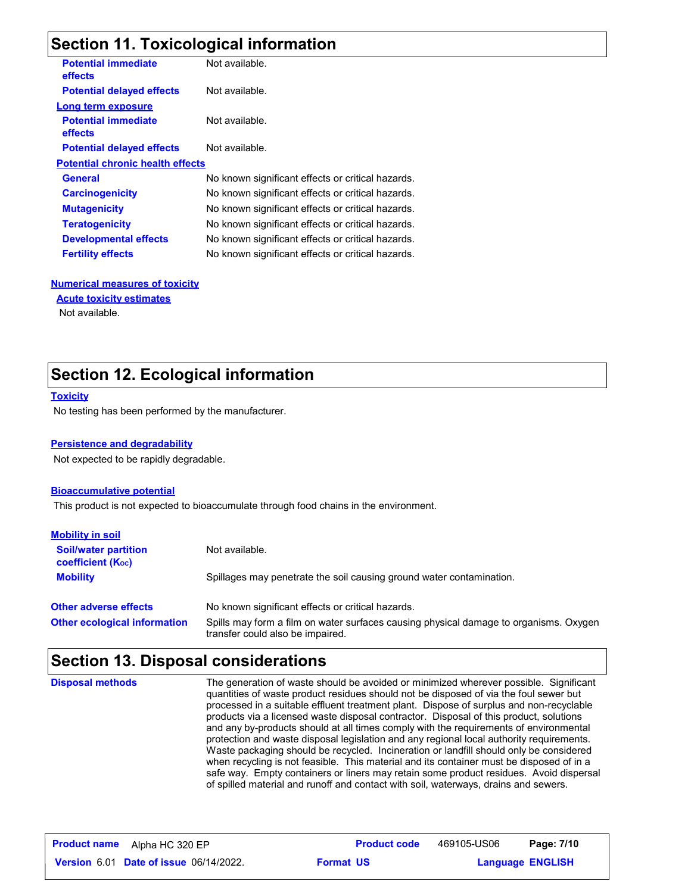## Section 11. Toxicological information

| | |
|---|---|
| **Potential immediate effects** | Not available. |
| **Potential delayed effects** | Not available. |

**Long term exposure**

| | |
|---|---|
| **Potential immediate effects** | Not available. |
| **Potential delayed effects** | Not available. |

**Potential chronic health effects**

| | |
|---|---|
| **General** | No known significant effects or critical hazards. |
| **Carcinogenicity** | No known significant effects or critical hazards. |
| **Mutagenicity** | No known significant effects or critical hazards. |
| **Teratogenicity** | No known significant effects or critical hazards. |
| **Developmental effects** | No known significant effects or critical hazards. |
| **Fertility effects** | No known significant effects or critical hazards. |

**Numerical measures of toxicity**

**Acute toxicity estimates**

Not available.

## Section 12. Ecological information

**Toxicity**

No testing has been performed by the manufacturer.

**Persistence and degradability**

Not expected to be rapidly degradable.

**Bioaccumulative potential**

This product is not expected to bioaccumulate through food chains in the environment.

**Mobility in soil**

| | |
|---|---|
| **Soil/water partition coefficient ($K_{OC}$)** | Not available. |
| **Mobility** | Spillages may penetrate the soil causing ground water contamination. |

| | |
|---|---|
| **Other adverse effects** | No known significant effects or critical hazards. |
| **Other ecological information** | Spills may form a film on water surfaces causing physical damage to organisms. Oxygen transfer could also be impaired. |

## Section 13. Disposal considerations

**Disposal methods**

The generation of waste should be avoided or minimized wherever possible. Significant quantities of waste product residues should not be disposed of via the foul sewer but processed in a suitable effluent treatment plant. Dispose of surplus and non-recyclable products via a licensed waste disposal contractor. Disposal of this product, solutions and any by-products should at all times comply with the requirements of environmental protection and waste disposal legislation and any regional local authority requirements. Waste packaging should be recycled. Incineration or landfill should only be considered when recycling is not feasible. This material and its container must be disposed of in a safe way. Empty containers or liners may retain some product residues. Avoid dispersal of spilled material and runoff and contact with soil, waterways, drains and sewers.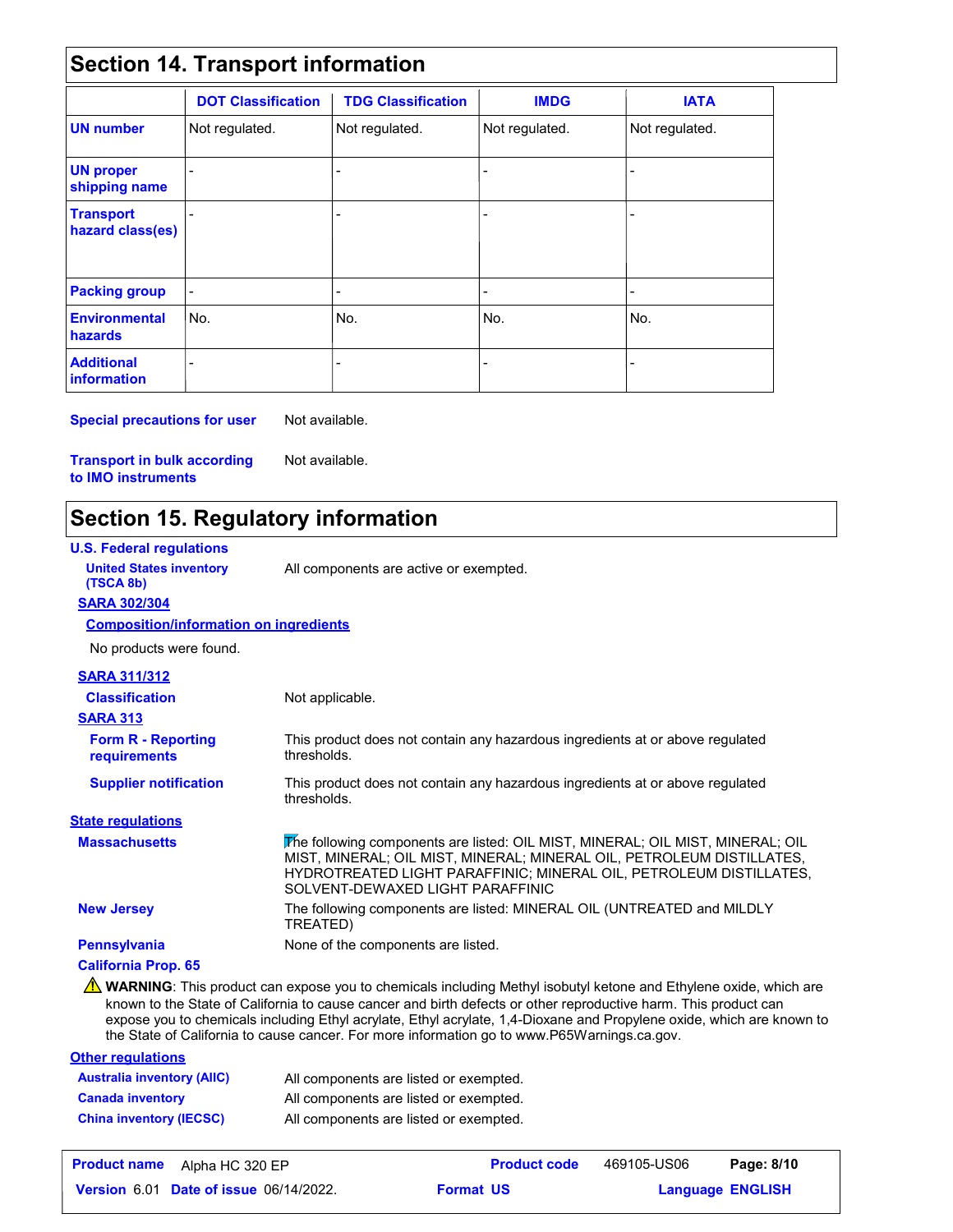## Section 14. Transport information

| | DOT Classification | TDG Classification | IMDG | IATA |
|---|---|---|---|---|
| UN number | Not regulated. | Not regulated. | Not regulated. | Not regulated. |
| UN proper shipping name | - | - | - | - |
| Transport hazard class(es) | - | - | - | - |
| Packing group | - | - | - | - |
| Environmental hazards | No. | No. | No. | No. |
| Additional information | - | - | - | - |

**Special precautions for user** Not available.

**Transport in bulk according to IMO instruments** Not available.

## Section 15. Regulatory information

**U.S. Federal regulations**

**United States inventory (TSCA 8b)** All components are active or exempted.

**SARA 302/304**

**Composition/information on ingredients**

No products were found.

**SARA 311/312**

**Classification** Not applicable.

**SARA 313**

**Form R - Reporting requirements** This product does not contain any hazardous ingredients at or above regulated thresholds.

**Supplier notification** This product does not contain any hazardous ingredients at or above regulated thresholds.

**State regulations**

**Massachusetts** The following components are listed: OIL MIST, MINERAL; OIL MIST, MINERAL; OIL MIST, MINERAL; OIL MIST, MINERAL; MINERAL OIL, PETROLEUM DISTILLATES, HYDROTREATED LIGHT PARAFFINIC; MINERAL OIL, PETROLEUM DISTILLATES, SOLVENT-DEWAXED LIGHT PARAFFINIC

**New Jersey** The following components are listed: MINERAL OIL (UNTREATED and MILDLY TREATED)

**Pennsylvania** None of the components are listed.

**California Prop. 65**

⚠ **WARNING**: This product can expose you to chemicals including Methyl isobutyl ketone and Ethylene oxide, which are known to the State of California to cause cancer and birth defects or other reproductive harm. This product can expose you to chemicals including Ethyl acrylate, Ethyl acrylate, 1,4-Dioxane and Propylene oxide, which are known to the State of California to cause cancer. For more information go to www.P65Warnings.ca.gov.

**Other regulations**

**Australia inventory (AIIC)** All components are listed or exempted.

**Canada inventory** All components are listed or exempted.

**China inventory (IECSC)** All components are listed or exempted.

| Product name | Alpha HC 320 EP | Product code | 469105-US06 | Page: 8/10 |
|---|---|---|---|---|
| Version 6.01 | Date of issue 06/14/2022. | Format US | | Language ENGLISH |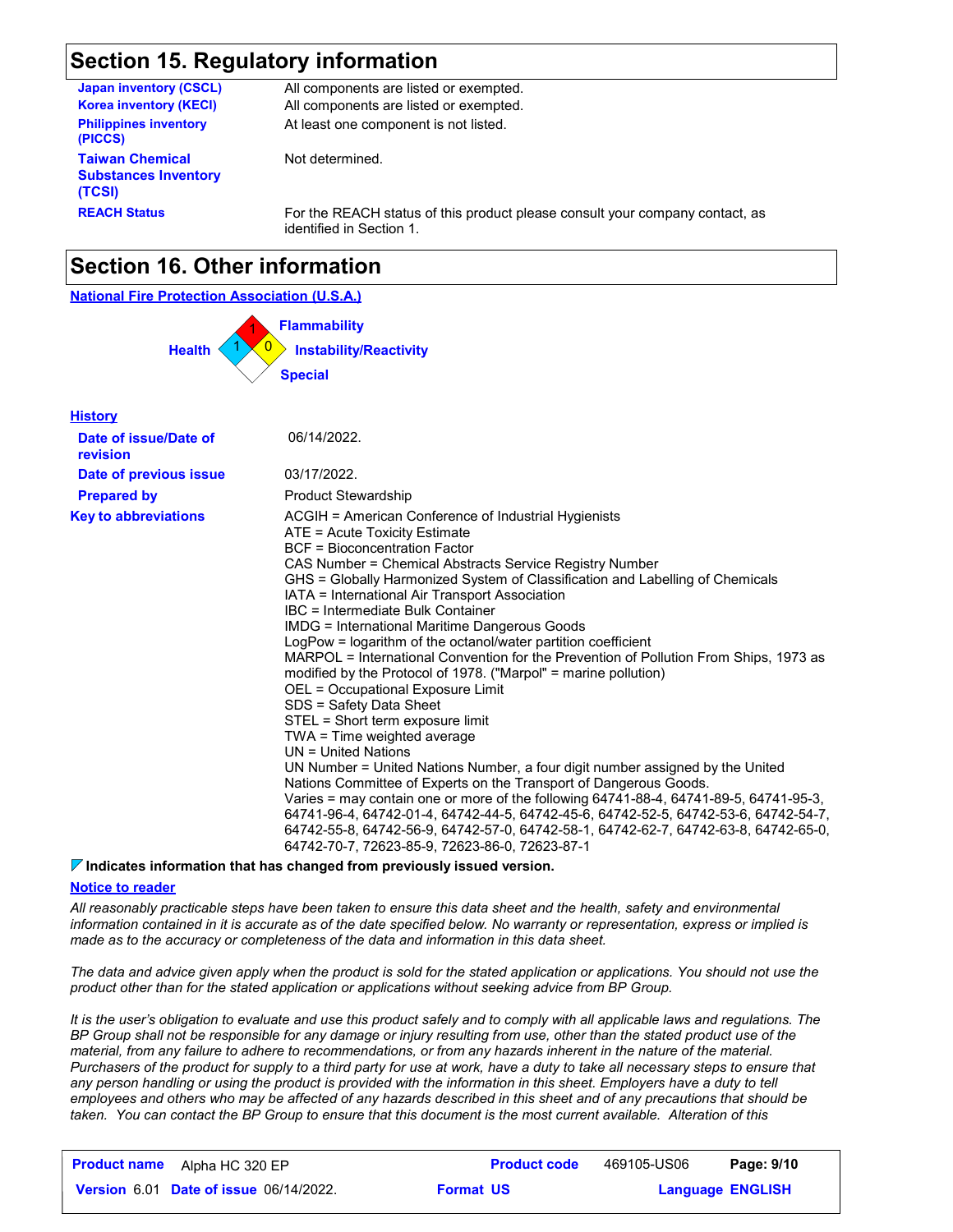## Section 15. Regulatory information

| | |
|---|---|
| **Japan inventory (CSCL)** | All components are listed or exempted. |
| **Korea inventory (KECI)** | All components are listed or exempted. |
| **Philippines inventory (PICCS)** | At least one component is not listed. |
| **Taiwan Chemical Substances Inventory (TCSI)** | Not determined. |
| **REACH Status** | For the REACH status of this product please consult your company contact, as identified in Section 1. |

## Section 16. Other information

**National Fire Protection Association (U.S.A.)**

- Health: 1
- Flammability: 1
- Instability/Reactivity: 0
- Special:

**History**

| | |
|---|---|
| **Date of issue/Date of revision** | 06/14/2022. |
| **Date of previous issue** | 03/17/2022. |
| **Prepared by** | Product Stewardship |

**Key to abbreviations**

ACGIH = American Conference of Industrial Hygienists
ATE = Acute Toxicity Estimate
BCF = Bioconcentration Factor
CAS Number = Chemical Abstracts Service Registry Number
GHS = Globally Harmonized System of Classification and Labelling of Chemicals
IATA = International Air Transport Association
IBC = Intermediate Bulk Container
IMDG = International Maritime Dangerous Goods
LogPow = logarithm of the octanol/water partition coefficient
MARPOL = International Convention for the Prevention of Pollution From Ships, 1973 as modified by the Protocol of 1978. ("Marpol" = marine pollution)
OEL = Occupational Exposure Limit
SDS = Safety Data Sheet
STEL = Short term exposure limit
TWA = Time weighted average
UN = United Nations
UN Number = United Nations Number, a four digit number assigned by the United Nations Committee of Experts on the Transport of Dangerous Goods.
Varies = may contain one or more of the following 64741-88-4, 64741-89-5, 64741-95-3, 64741-96-4, 64742-01-4, 64742-44-5, 64742-45-6, 64742-52-5, 64742-53-6, 64742-54-7, 64742-55-8, 64742-56-9, 64742-57-0, 64742-58-1, 64742-62-7, 64742-63-8, 64742-65-0, 64742-70-7, 72623-85-9, 72623-86-0, 72623-87-1

**Indicates information that has changed from previously issued version.**

**Notice to reader**

*All reasonably practicable steps have been taken to ensure this data sheet and the health, safety and environmental information contained in it is accurate as of the date specified below. No warranty or representation, express or implied is made as to the accuracy or completeness of the data and information in this data sheet.*

*The data and advice given apply when the product is sold for the stated application or applications. You should not use the product other than for the stated application or applications without seeking advice from BP Group.*

*It is the user's obligation to evaluate and use this product safely and to comply with all applicable laws and regulations. The BP Group shall not be responsible for any damage or injury resulting from use, other than the stated product use of the material, from any failure to adhere to recommendations, or from any hazards inherent in the nature of the material. Purchasers of the product for supply to a third party for use at work, have a duty to take all necessary steps to ensure that any person handling or using the product is provided with the information in this sheet. Employers have a duty to tell employees and others who may be affected of any hazards described in this sheet and of any precautions that should be taken. You can contact the BP Group to ensure that this document is the most current available. Alteration of this*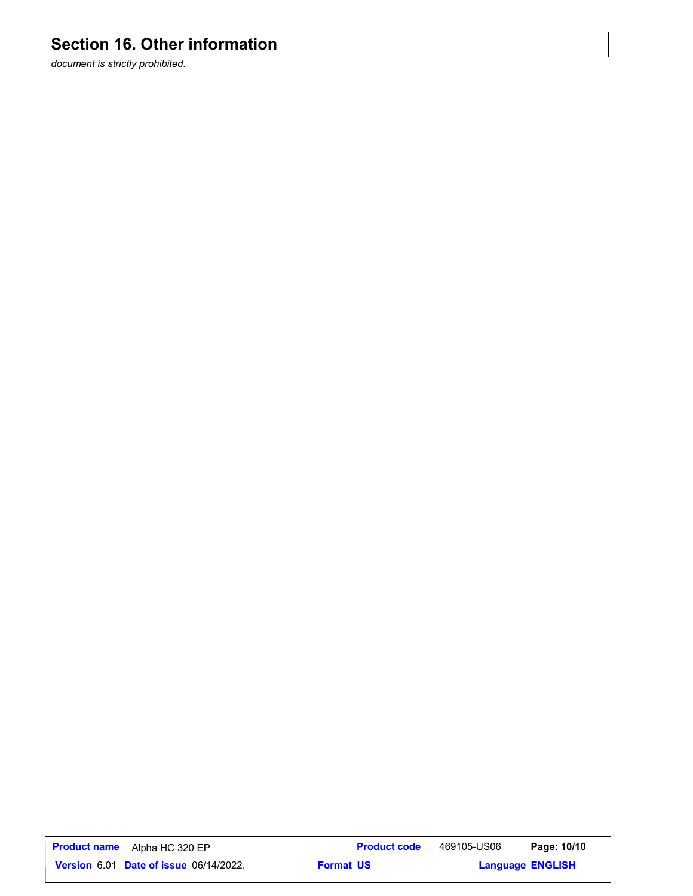## Section 16. Other information

*document is strictly prohibited.*